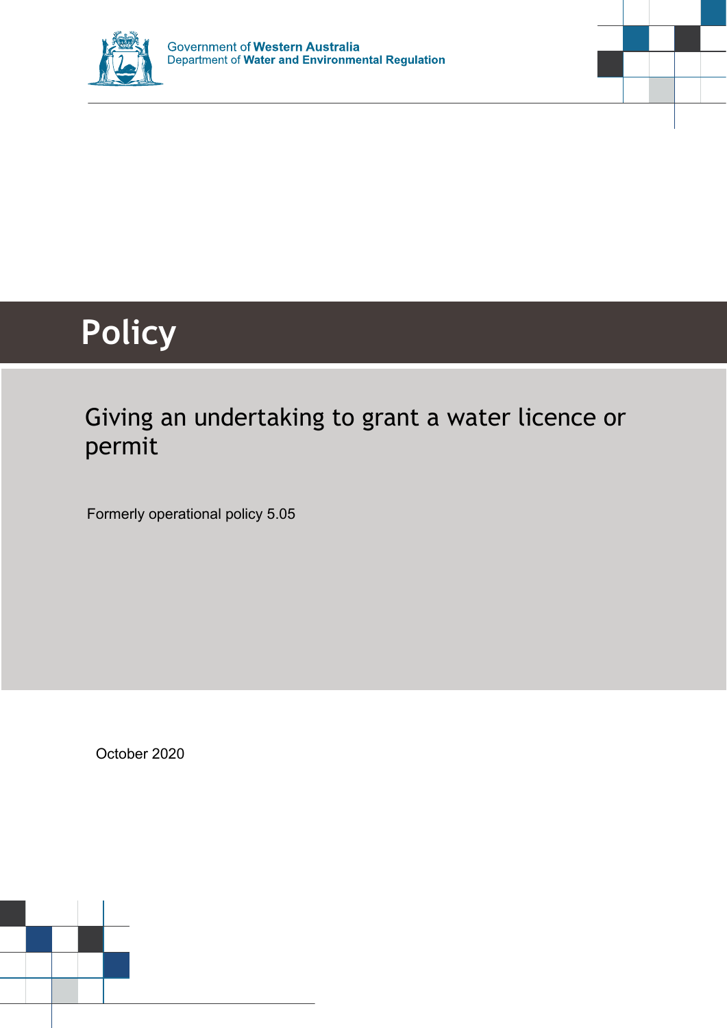Government of **Western Australia**
Department of **Water and Environmental Regulation**

# Policy

## Giving an undertaking to grant a water licence or permit

Formerly operational policy 5.05

October 2020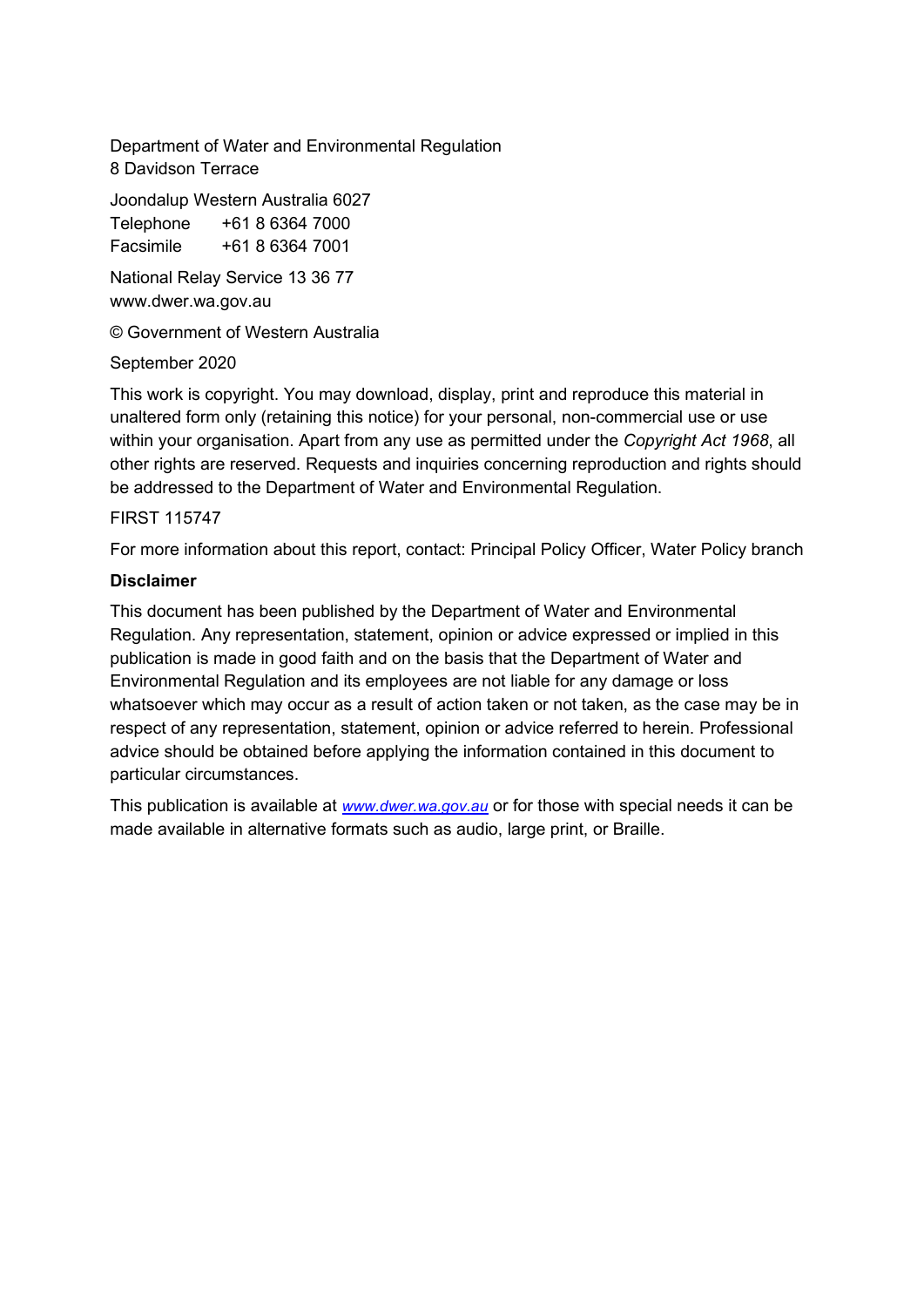Department of Water and Environmental Regulation
8 Davidson Terrace

Joondalup Western Australia 6027
Telephone +61 8 6364 7000
Facsimile +61 8 6364 7001

National Relay Service 13 36 77
www.dwer.wa.gov.au

© Government of Western Australia

September 2020

This work is copyright. You may download, display, print and reproduce this material in unaltered form only (retaining this notice) for your personal, non-commercial use or use within your organisation. Apart from any use as permitted under the *Copyright Act 1968*, all other rights are reserved. Requests and inquiries concerning reproduction and rights should be addressed to the Department of Water and Environmental Regulation.

FIRST 115747

For more information about this report, contact: Principal Policy Officer, Water Policy branch

**Disclaimer**

This document has been published by the Department of Water and Environmental Regulation. Any representation, statement, opinion or advice expressed or implied in this publication is made in good faith and on the basis that the Department of Water and Environmental Regulation and its employees are not liable for any damage or loss whatsoever which may occur as a result of action taken or not taken, as the case may be in respect of any representation, statement, opinion or advice referred to herein. Professional advice should be obtained before applying the information contained in this document to particular circumstances.

This publication is available at *www.dwer.wa.gov.au* or for those with special needs it can be made available in alternative formats such as audio, large print, or Braille.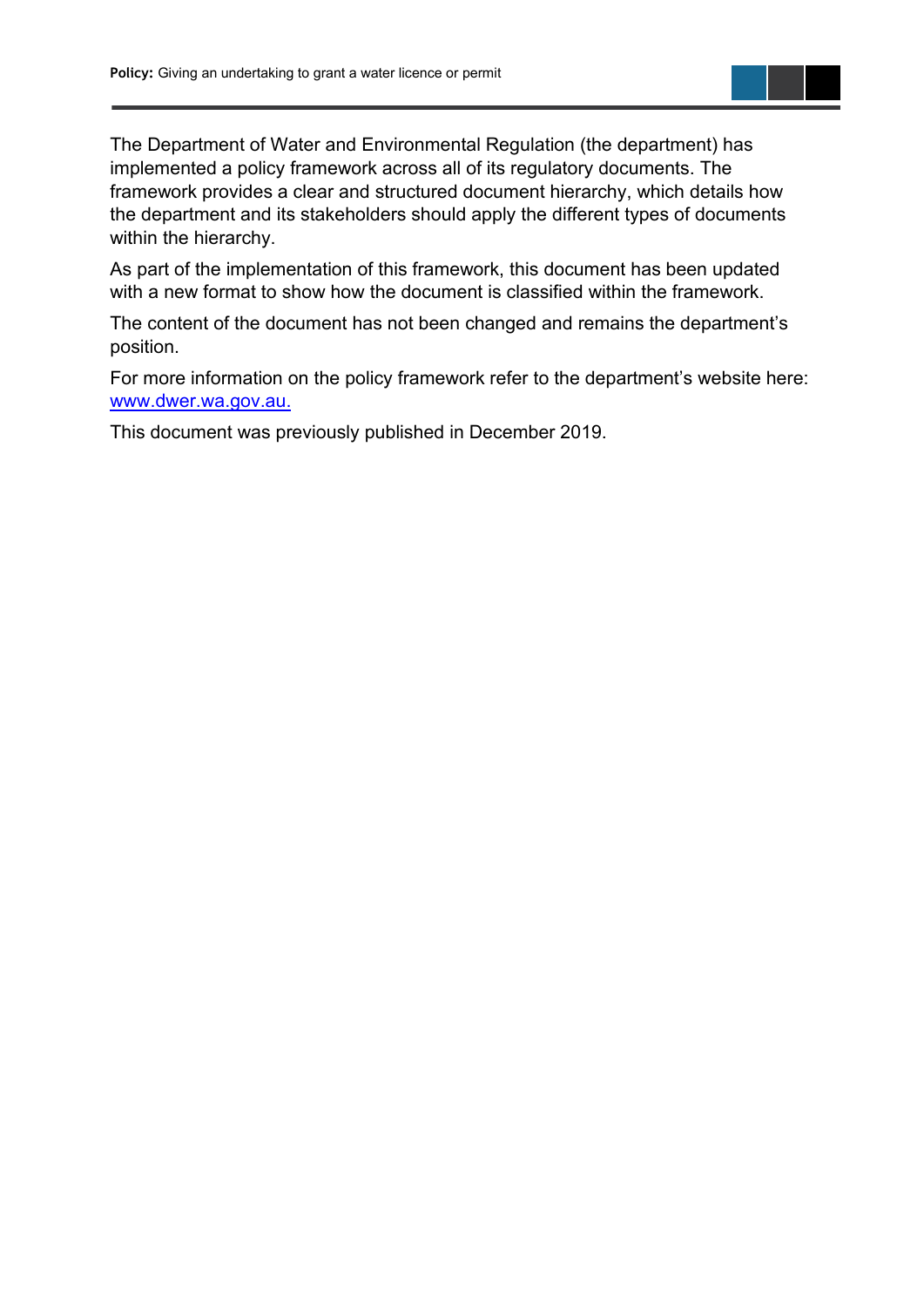The Department of Water and Environmental Regulation (the department) has implemented a policy framework across all of its regulatory documents. The framework provides a clear and structured document hierarchy, which details how the department and its stakeholders should apply the different types of documents within the hierarchy.

As part of the implementation of this framework, this document has been updated with a new format to show how the document is classified within the framework.

The content of the document has not been changed and remains the department's position.

For more information on the policy framework refer to the department's website here: [www.dwer.wa.gov.au.](http://www.dwer.wa.gov.au)

This document was previously published in December 2019.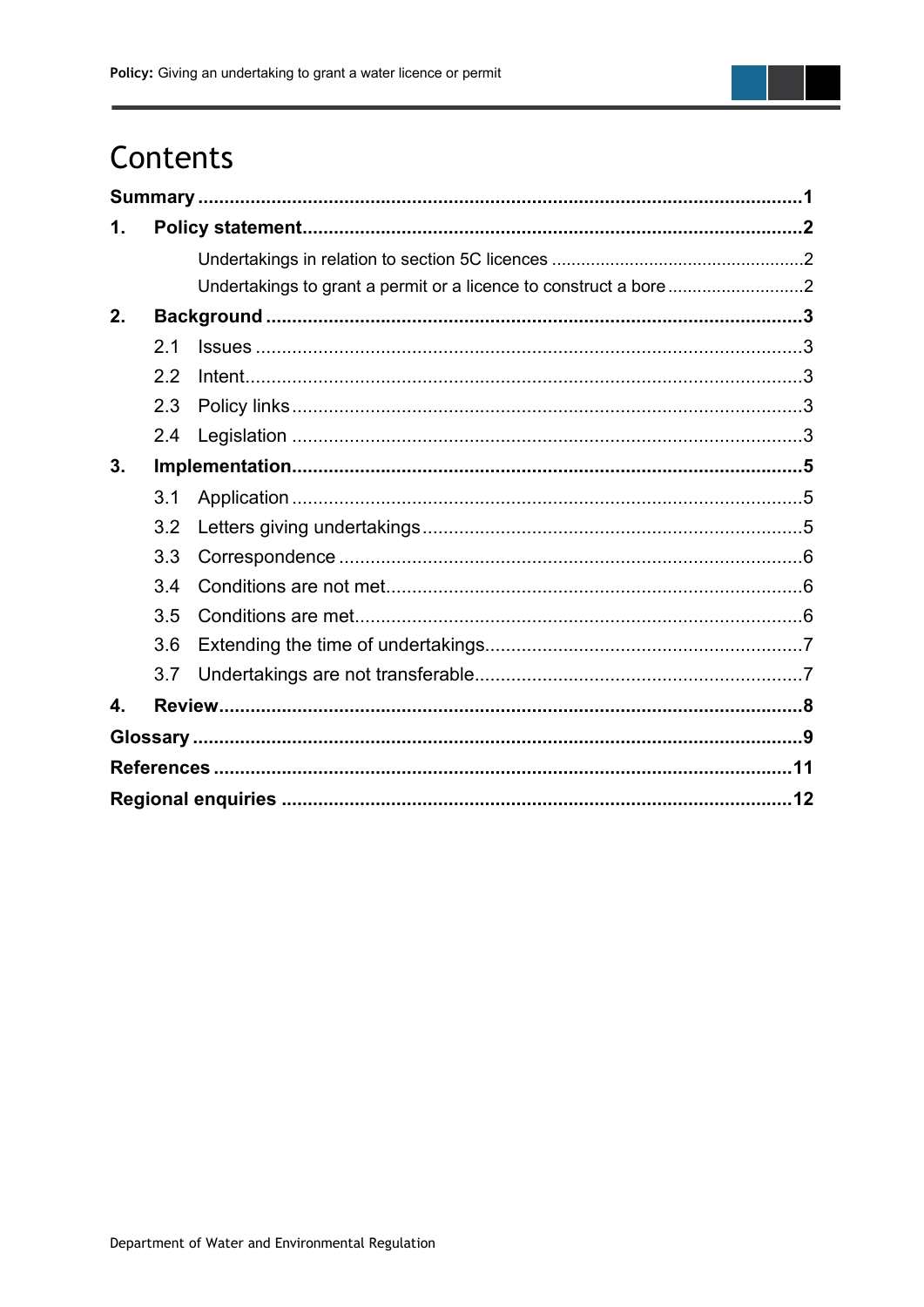# Contents

**Summary** .......... **1**

**1. Policy statement** .......... **2**

- Undertakings in relation to section 5C licences .......... 2
- Undertakings to grant a permit or a licence to construct a bore .......... 2

**2. Background** .......... **3**

- 2.1 Issues .......... 3
- 2.2 Intent .......... 3
- 2.3 Policy links .......... 3
- 2.4 Legislation .......... 3

**3. Implementation** .......... **5**

- 3.1 Application .......... 5
- 3.2 Letters giving undertakings .......... 5
- 3.3 Correspondence .......... 6
- 3.4 Conditions are not met .......... 6
- 3.5 Conditions are met .......... 6
- 3.6 Extending the time of undertakings .......... 7
- 3.7 Undertakings are not transferable .......... 7

**4. Review** .......... **8**

**Glossary** .......... **9**

**References** .......... **11**

**Regional enquiries** .......... **12**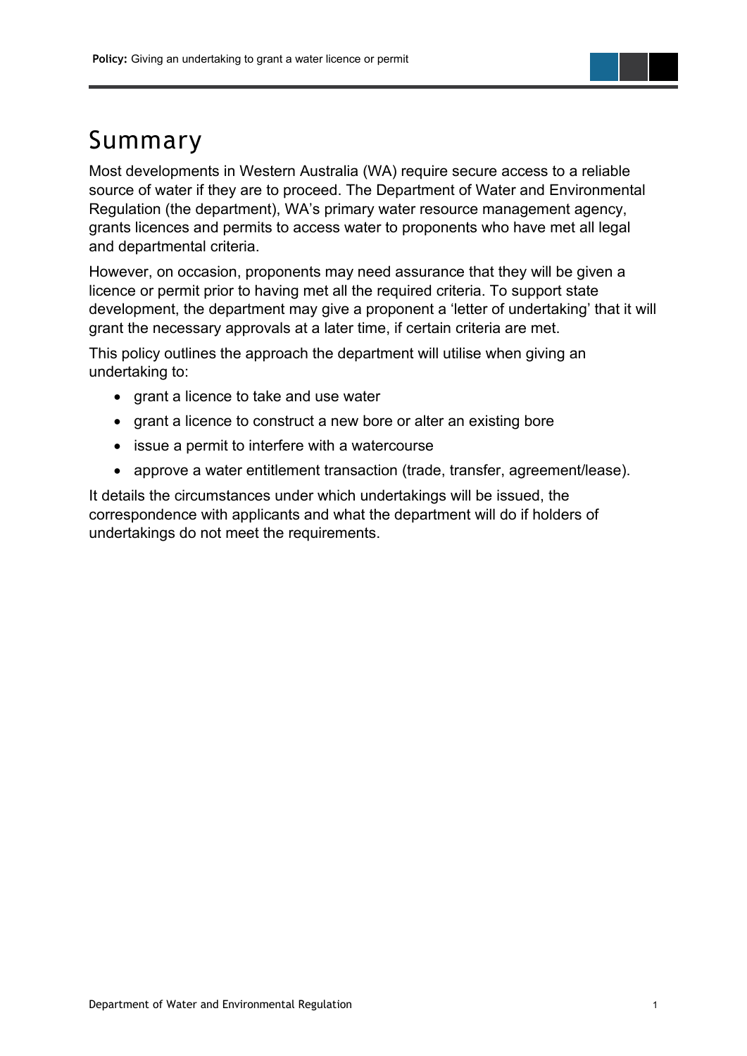# Summary

Most developments in Western Australia (WA) require secure access to a reliable source of water if they are to proceed. The Department of Water and Environmental Regulation (the department), WA's primary water resource management agency, grants licences and permits to access water to proponents who have met all legal and departmental criteria.

However, on occasion, proponents may need assurance that they will be given a licence or permit prior to having met all the required criteria. To support state development, the department may give a proponent a 'letter of undertaking' that it will grant the necessary approvals at a later time, if certain criteria are met.

This policy outlines the approach the department will utilise when giving an undertaking to:

- grant a licence to take and use water
- grant a licence to construct a new bore or alter an existing bore
- issue a permit to interfere with a watercourse
- approve a water entitlement transaction (trade, transfer, agreement/lease).

It details the circumstances under which undertakings will be issued, the correspondence with applicants and what the department will do if holders of undertakings do not meet the requirements.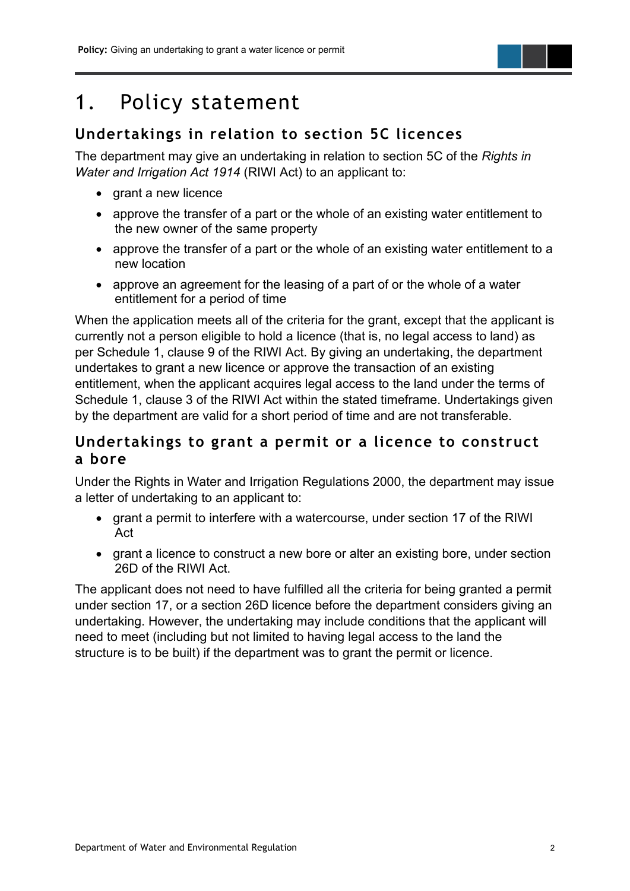# 1. Policy statement

## Undertakings in relation to section 5C licences

The department may give an undertaking in relation to section 5C of the *Rights in Water and Irrigation Act 1914* (RIWI Act) to an applicant to:

- grant a new licence
- approve the transfer of a part or the whole of an existing water entitlement to the new owner of the same property
- approve the transfer of a part or the whole of an existing water entitlement to a new location
- approve an agreement for the leasing of a part of or the whole of a water entitlement for a period of time

When the application meets all of the criteria for the grant, except that the applicant is currently not a person eligible to hold a licence (that is, no legal access to land) as per Schedule 1, clause 9 of the RIWI Act. By giving an undertaking, the department undertakes to grant a new licence or approve the transaction of an existing entitlement, when the applicant acquires legal access to the land under the terms of Schedule 1, clause 3 of the RIWI Act within the stated timeframe. Undertakings given by the department are valid for a short period of time and are not transferable.

## Undertakings to grant a permit or a licence to construct a bore

Under the Rights in Water and Irrigation Regulations 2000, the department may issue a letter of undertaking to an applicant to:

- grant a permit to interfere with a watercourse, under section 17 of the RIWI Act
- grant a licence to construct a new bore or alter an existing bore, under section 26D of the RIWI Act.

The applicant does not need to have fulfilled all the criteria for being granted a permit under section 17, or a section 26D licence before the department considers giving an undertaking. However, the undertaking may include conditions that the applicant will need to meet (including but not limited to having legal access to the land the structure is to be built) if the department was to grant the permit or licence.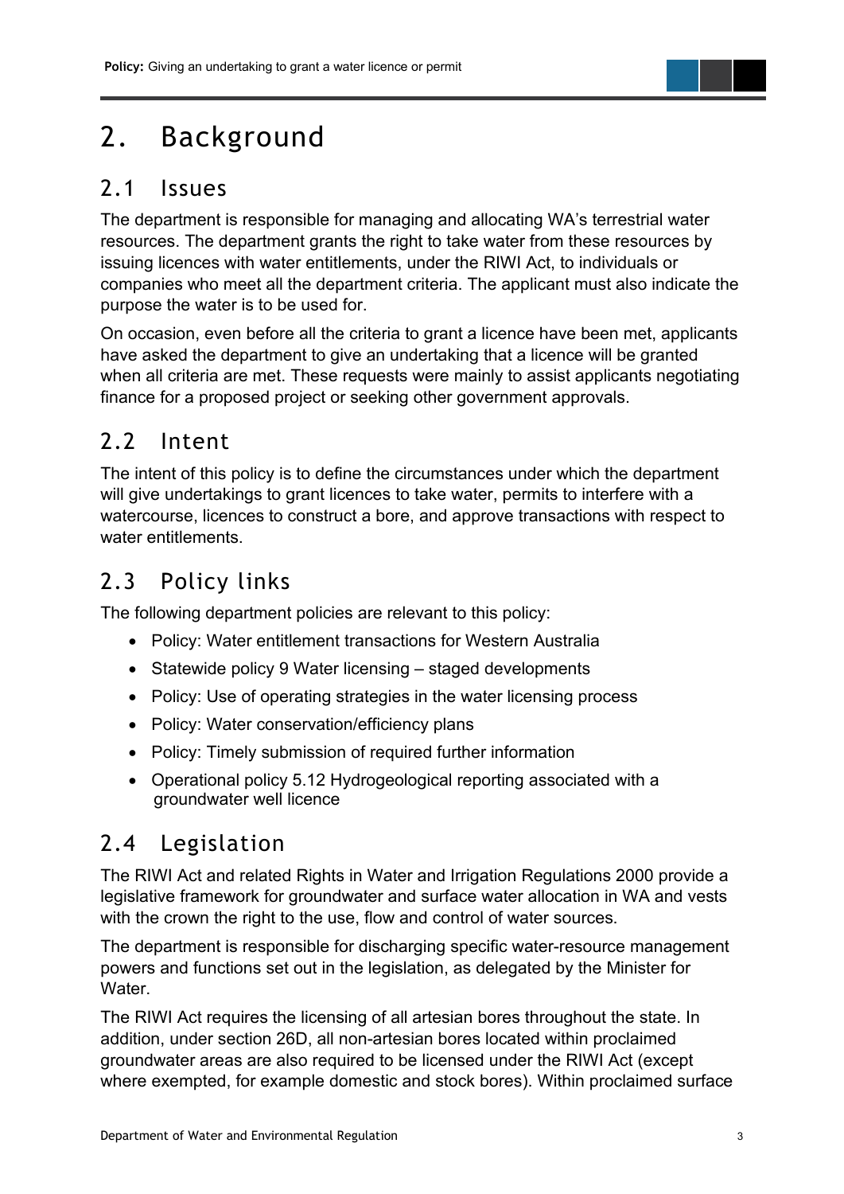# 2. Background

## 2.1 Issues

The department is responsible for managing and allocating WA's terrestrial water resources. The department grants the right to take water from these resources by issuing licences with water entitlements, under the RIWI Act, to individuals or companies who meet all the department criteria. The applicant must also indicate the purpose the water is to be used for.

On occasion, even before all the criteria to grant a licence have been met, applicants have asked the department to give an undertaking that a licence will be granted when all criteria are met. These requests were mainly to assist applicants negotiating finance for a proposed project or seeking other government approvals.

## 2.2 Intent

The intent of this policy is to define the circumstances under which the department will give undertakings to grant licences to take water, permits to interfere with a watercourse, licences to construct a bore, and approve transactions with respect to water entitlements.

## 2.3 Policy links

The following department policies are relevant to this policy:

- Policy: Water entitlement transactions for Western Australia
- Statewide policy 9 Water licensing – staged developments
- Policy: Use of operating strategies in the water licensing process
- Policy: Water conservation/efficiency plans
- Policy: Timely submission of required further information
- Operational policy 5.12 Hydrogeological reporting associated with a groundwater well licence

## 2.4 Legislation

The RIWI Act and related Rights in Water and Irrigation Regulations 2000 provide a legislative framework for groundwater and surface water allocation in WA and vests with the crown the right to the use, flow and control of water sources.

The department is responsible for discharging specific water-resource management powers and functions set out in the legislation, as delegated by the Minister for Water.

The RIWI Act requires the licensing of all artesian bores throughout the state. In addition, under section 26D, all non-artesian bores located within proclaimed groundwater areas are also required to be licensed under the RIWI Act (except where exempted, for example domestic and stock bores). Within proclaimed surface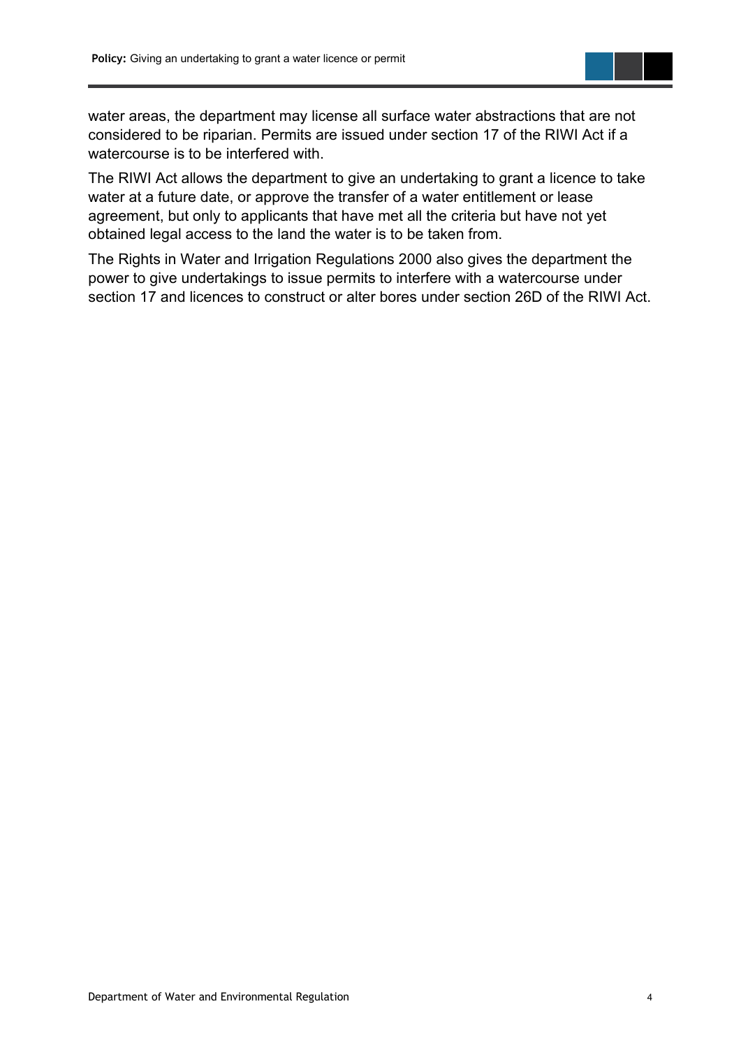water areas, the department may license all surface water abstractions that are not considered to be riparian. Permits are issued under section 17 of the RIWI Act if a watercourse is to be interfered with.

The RIWI Act allows the department to give an undertaking to grant a licence to take water at a future date, or approve the transfer of a water entitlement or lease agreement, but only to applicants that have met all the criteria but have not yet obtained legal access to the land the water is to be taken from.

The Rights in Water and Irrigation Regulations 2000 also gives the department the power to give undertakings to issue permits to interfere with a watercourse under section 17 and licences to construct or alter bores under section 26D of the RIWI Act.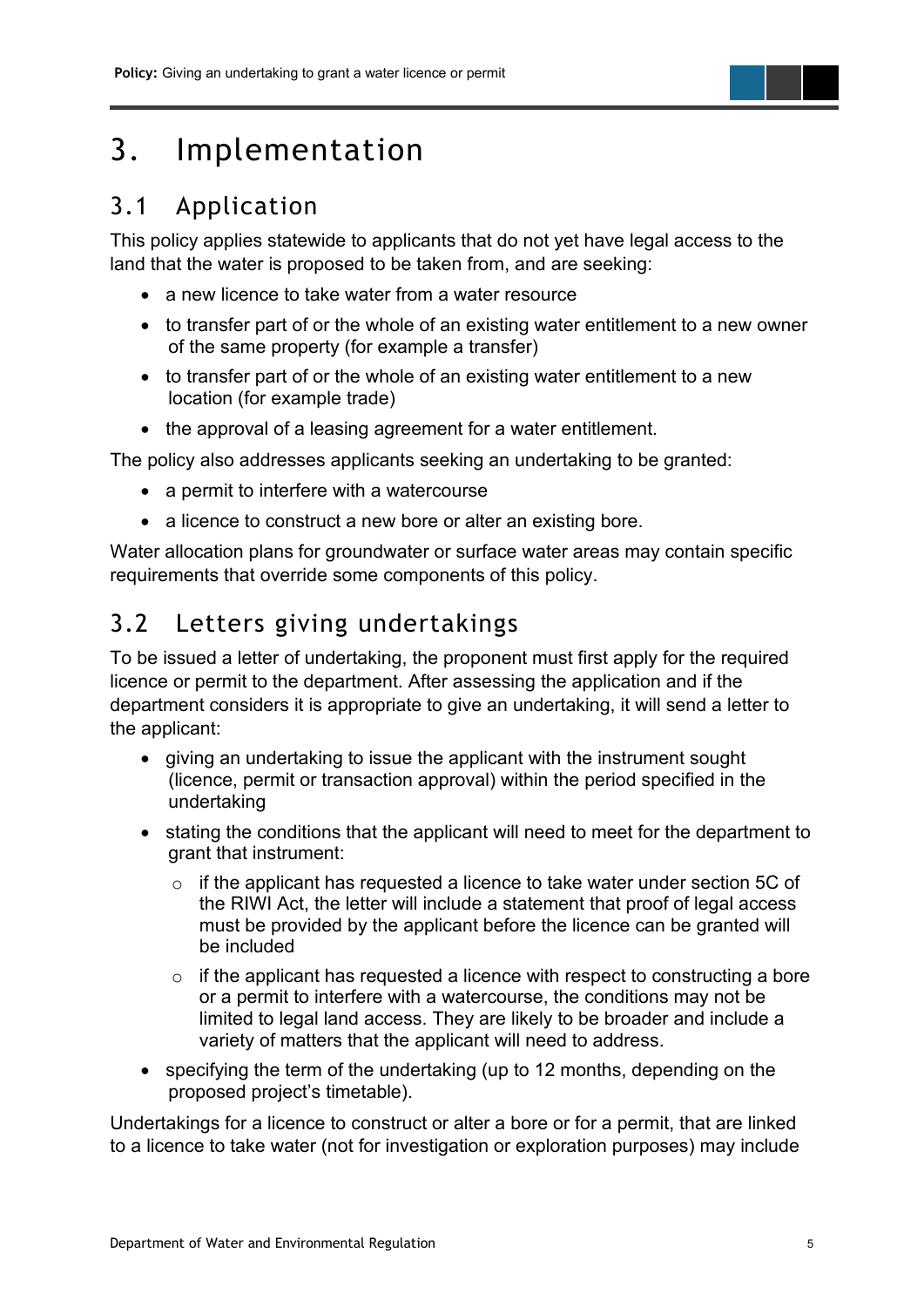# 3. Implementation

## 3.1 Application

This policy applies statewide to applicants that do not yet have legal access to the land that the water is proposed to be taken from, and are seeking:

- a new licence to take water from a water resource
- to transfer part of or the whole of an existing water entitlement to a new owner of the same property (for example a transfer)
- to transfer part of or the whole of an existing water entitlement to a new location (for example trade)
- the approval of a leasing agreement for a water entitlement.

The policy also addresses applicants seeking an undertaking to be granted:

- a permit to interfere with a watercourse
- a licence to construct a new bore or alter an existing bore.

Water allocation plans for groundwater or surface water areas may contain specific requirements that override some components of this policy.

## 3.2 Letters giving undertakings

To be issued a letter of undertaking, the proponent must first apply for the required licence or permit to the department. After assessing the application and if the department considers it is appropriate to give an undertaking, it will send a letter to the applicant:

- giving an undertaking to issue the applicant with the instrument sought (licence, permit or transaction approval) within the period specified in the undertaking
- stating the conditions that the applicant will need to meet for the department to grant that instrument:
  - if the applicant has requested a licence to take water under section 5C of the RIWI Act, the letter will include a statement that proof of legal access must be provided by the applicant before the licence can be granted will be included
  - if the applicant has requested a licence with respect to constructing a bore or a permit to interfere with a watercourse, the conditions may not be limited to legal land access. They are likely to be broader and include a variety of matters that the applicant will need to address.
- specifying the term of the undertaking (up to 12 months, depending on the proposed project's timetable).

Undertakings for a licence to construct or alter a bore or for a permit, that are linked to a licence to take water (not for investigation or exploration purposes) may include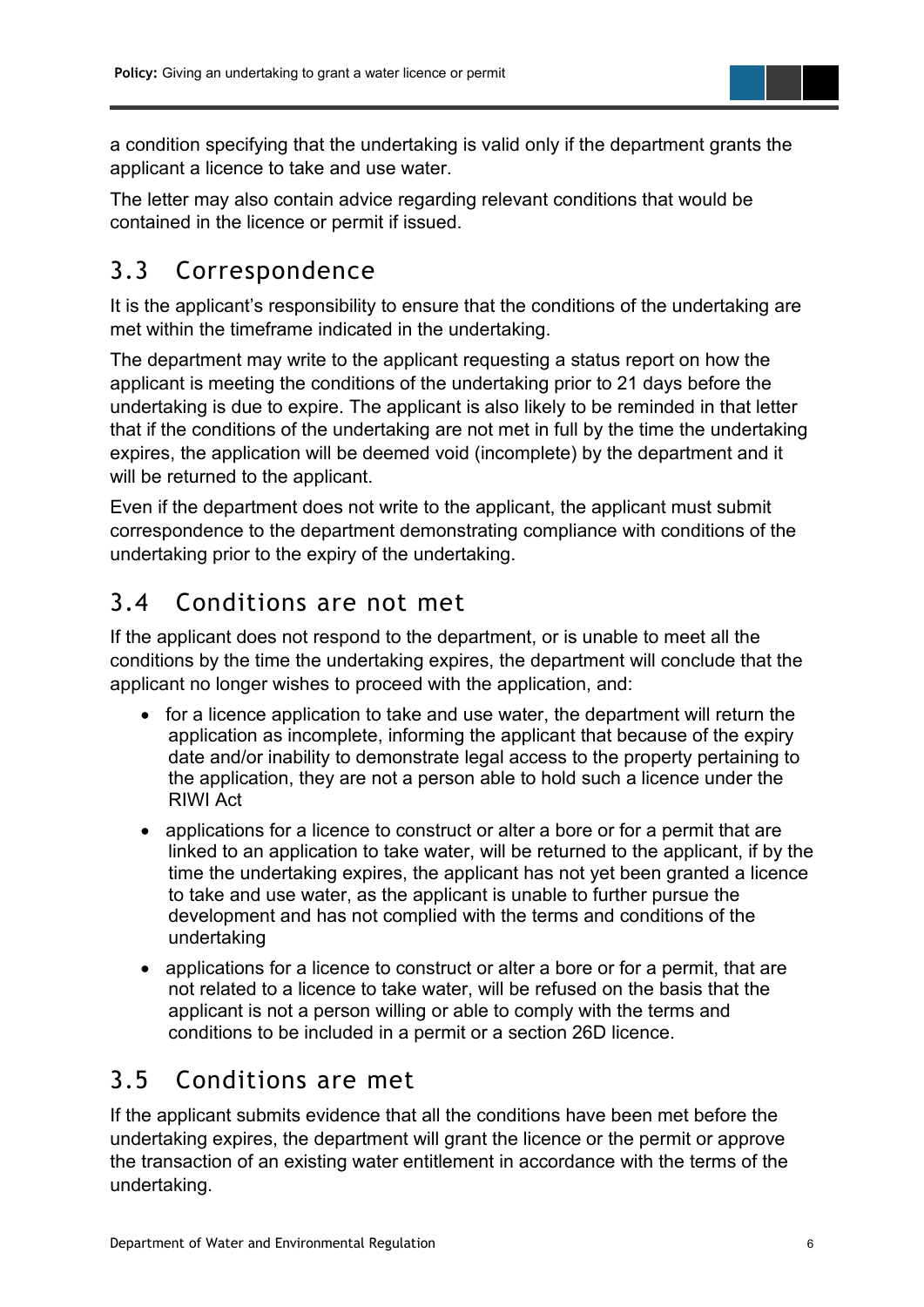a condition specifying that the undertaking is valid only if the department grants the applicant a licence to take and use water.

The letter may also contain advice regarding relevant conditions that would be contained in the licence or permit if issued.

## 3.3 Correspondence

It is the applicant's responsibility to ensure that the conditions of the undertaking are met within the timeframe indicated in the undertaking.

The department may write to the applicant requesting a status report on how the applicant is meeting the conditions of the undertaking prior to 21 days before the undertaking is due to expire. The applicant is also likely to be reminded in that letter that if the conditions of the undertaking are not met in full by the time the undertaking expires, the application will be deemed void (incomplete) by the department and it will be returned to the applicant.

Even if the department does not write to the applicant, the applicant must submit correspondence to the department demonstrating compliance with conditions of the undertaking prior to the expiry of the undertaking.

## 3.4 Conditions are not met

If the applicant does not respond to the department, or is unable to meet all the conditions by the time the undertaking expires, the department will conclude that the applicant no longer wishes to proceed with the application, and:

- for a licence application to take and use water, the department will return the application as incomplete, informing the applicant that because of the expiry date and/or inability to demonstrate legal access to the property pertaining to the application, they are not a person able to hold such a licence under the RIWI Act
- applications for a licence to construct or alter a bore or for a permit that are linked to an application to take water, will be returned to the applicant, if by the time the undertaking expires, the applicant has not yet been granted a licence to take and use water, as the applicant is unable to further pursue the development and has not complied with the terms and conditions of the undertaking
- applications for a licence to construct or alter a bore or for a permit, that are not related to a licence to take water, will be refused on the basis that the applicant is not a person willing or able to comply with the terms and conditions to be included in a permit or a section 26D licence.

## 3.5 Conditions are met

If the applicant submits evidence that all the conditions have been met before the undertaking expires, the department will grant the licence or the permit or approve the transaction of an existing water entitlement in accordance with the terms of the undertaking.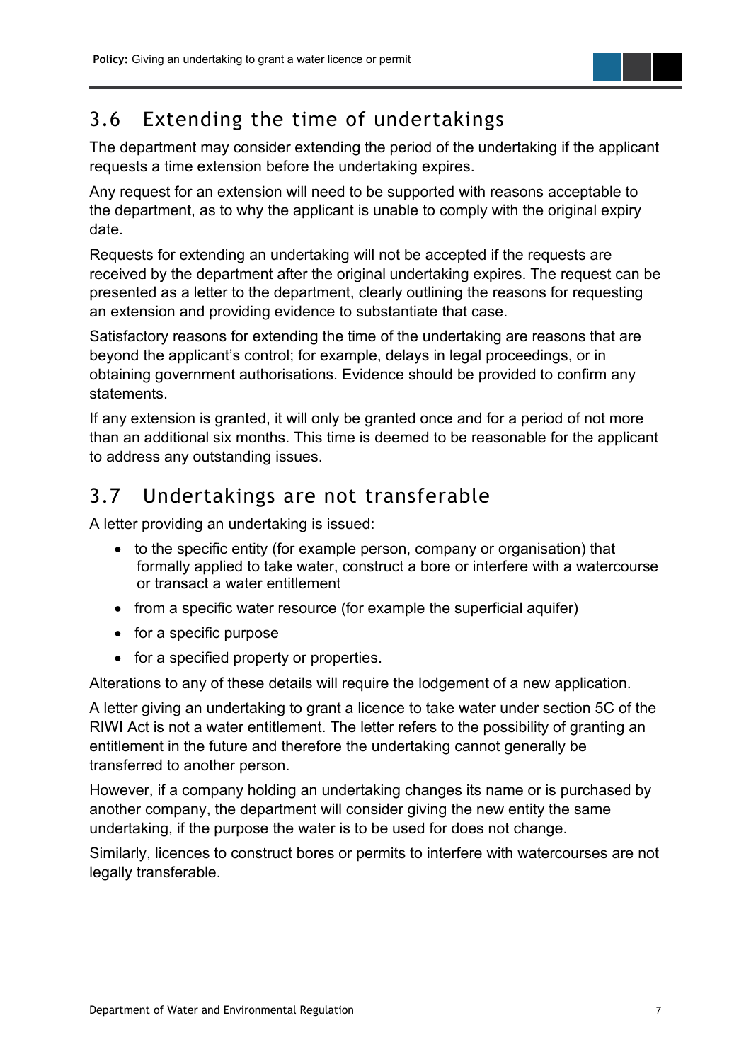## 3.6 Extending the time of undertakings

The department may consider extending the period of the undertaking if the applicant requests a time extension before the undertaking expires.

Any request for an extension will need to be supported with reasons acceptable to the department, as to why the applicant is unable to comply with the original expiry date.

Requests for extending an undertaking will not be accepted if the requests are received by the department after the original undertaking expires. The request can be presented as a letter to the department, clearly outlining the reasons for requesting an extension and providing evidence to substantiate that case.

Satisfactory reasons for extending the time of the undertaking are reasons that are beyond the applicant's control; for example, delays in legal proceedings, or in obtaining government authorisations. Evidence should be provided to confirm any statements.

If any extension is granted, it will only be granted once and for a period of not more than an additional six months. This time is deemed to be reasonable for the applicant to address any outstanding issues.

## 3.7 Undertakings are not transferable

A letter providing an undertaking is issued:

- to the specific entity (for example person, company or organisation) that formally applied to take water, construct a bore or interfere with a watercourse or transact a water entitlement
- from a specific water resource (for example the superficial aquifer)
- for a specific purpose
- for a specified property or properties.

Alterations to any of these details will require the lodgement of a new application.

A letter giving an undertaking to grant a licence to take water under section 5C of the RIWI Act is not a water entitlement. The letter refers to the possibility of granting an entitlement in the future and therefore the undertaking cannot generally be transferred to another person.

However, if a company holding an undertaking changes its name or is purchased by another company, the department will consider giving the new entity the same undertaking, if the purpose the water is to be used for does not change.

Similarly, licences to construct bores or permits to interfere with watercourses are not legally transferable.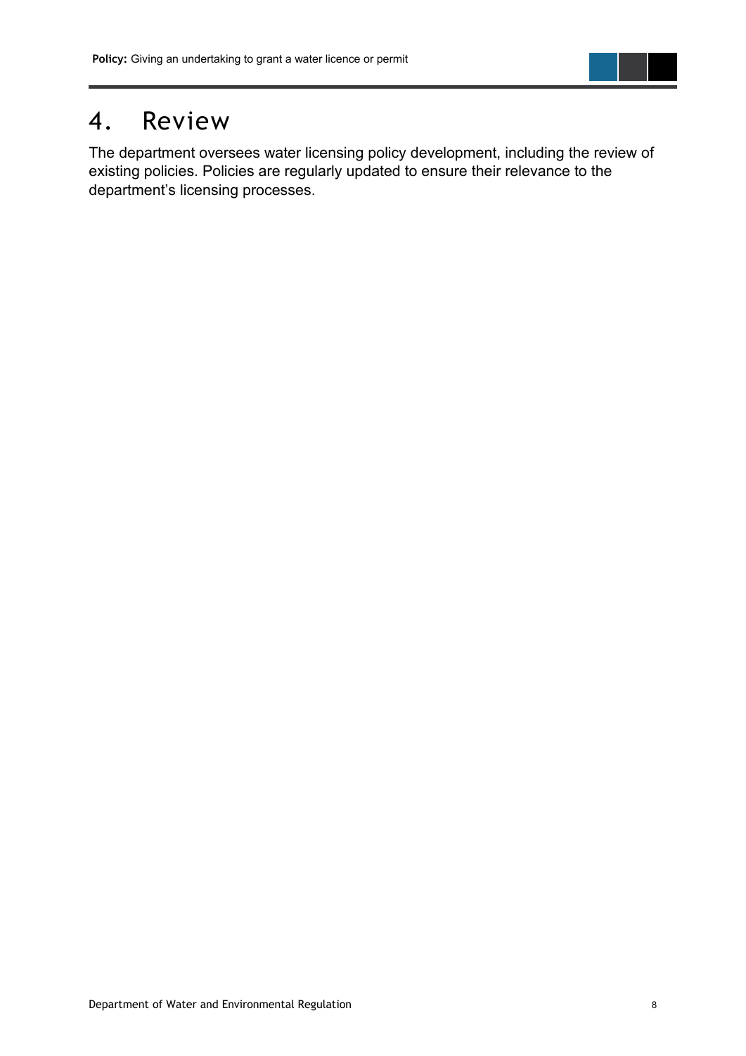# 4. Review

The department oversees water licensing policy development, including the review of existing policies. Policies are regularly updated to ensure their relevance to the department's licensing processes.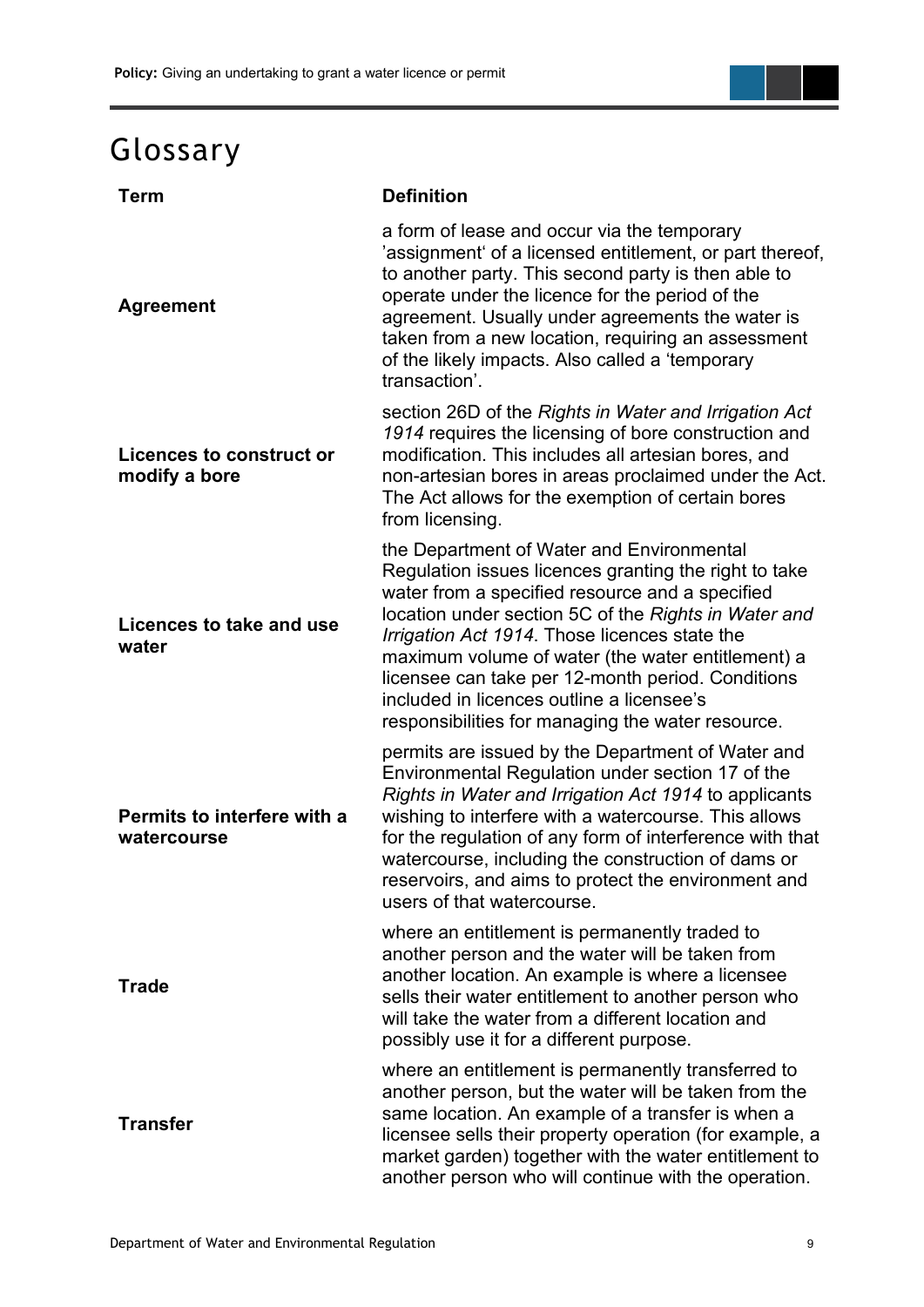# Glossary

| Term | Definition |
| --- | --- |
| **Agreement** | a form of lease and occur via the temporary 'assignment' of a licensed entitlement, or part thereof, to another party. This second party is then able to operate under the licence for the period of the agreement. Usually under agreements the water is taken from a new location, requiring an assessment of the likely impacts. Also called a 'temporary transaction'. |
| **Licences to construct or modify a bore** | section 26D of the *Rights in Water and Irrigation Act 1914* requires the licensing of bore construction and modification. This includes all artesian bores, and non-artesian bores in areas proclaimed under the Act. The Act allows for the exemption of certain bores from licensing. |
| **Licences to take and use water** | the Department of Water and Environmental Regulation issues licences granting the right to take water from a specified resource and a specified location under section 5C of the *Rights in Water and Irrigation Act 1914*. Those licences state the maximum volume of water (the water entitlement) a licensee can take per 12-month period. Conditions included in licences outline a licensee's responsibilities for managing the water resource. |
| **Permits to interfere with a watercourse** | permits are issued by the Department of Water and Environmental Regulation under section 17 of the *Rights in Water and Irrigation Act 1914* to applicants wishing to interfere with a watercourse. This allows for the regulation of any form of interference with that watercourse, including the construction of dams or reservoirs, and aims to protect the environment and users of that watercourse. |
| **Trade** | where an entitlement is permanently traded to another person and the water will be taken from another location. An example is where a licensee sells their water entitlement to another person who will take the water from a different location and possibly use it for a different purpose. |
| **Transfer** | where an entitlement is permanently transferred to another person, but the water will be taken from the same location. An example of a transfer is when a licensee sells their property operation (for example, a market garden) together with the water entitlement to another person who will continue with the operation. |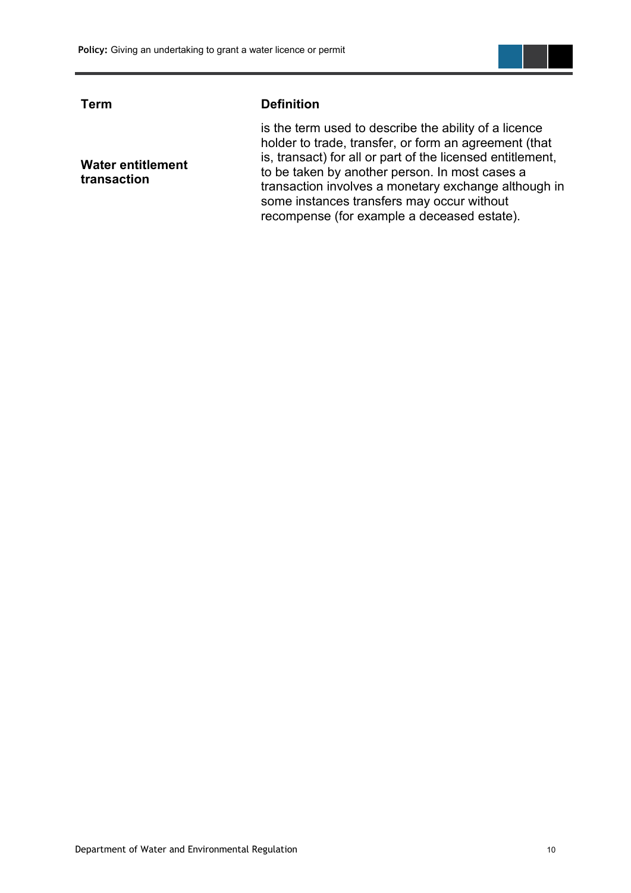| Term | Definition |
| --- | --- |
| **Water entitlement transaction** | is the term used to describe the ability of a licence holder to trade, transfer, or form an agreement (that is, transact) for all or part of the licensed entitlement, to be taken by another person. In most cases a transaction involves a monetary exchange although in some instances transfers may occur without recompense (for example a deceased estate). |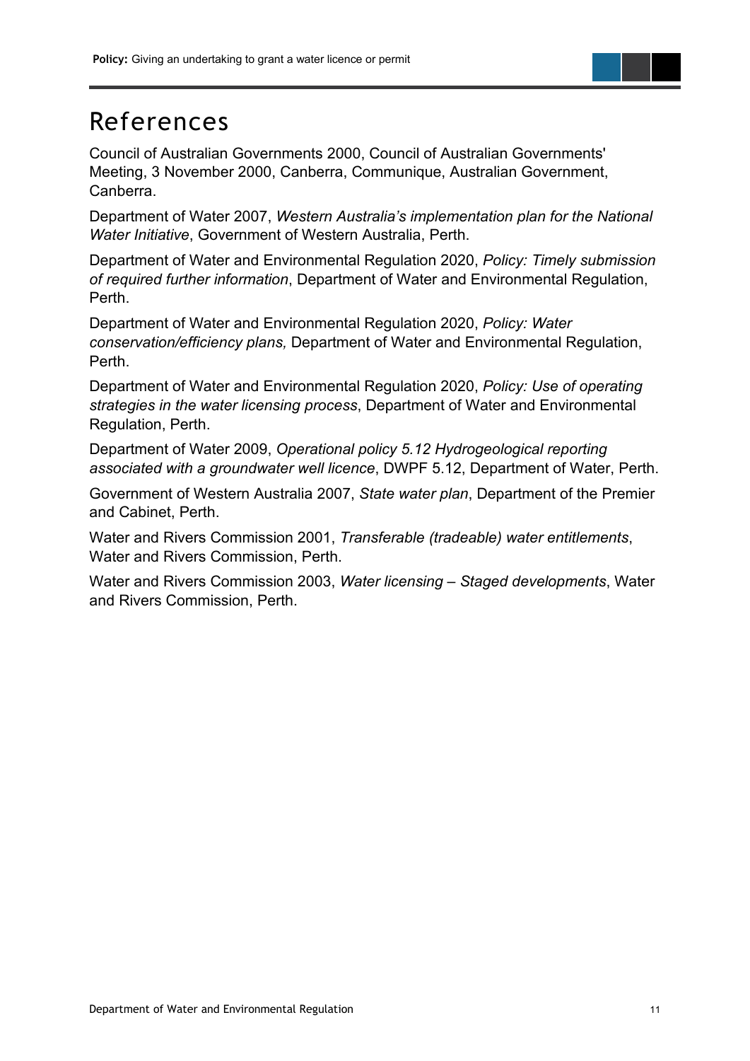# References

Council of Australian Governments 2000, Council of Australian Governments' Meeting, 3 November 2000, Canberra, Communique, Australian Government, Canberra.

Department of Water 2007, *Western Australia's implementation plan for the National Water Initiative*, Government of Western Australia, Perth.

Department of Water and Environmental Regulation 2020, *Policy: Timely submission of required further information*, Department of Water and Environmental Regulation, Perth.

Department of Water and Environmental Regulation 2020, *Policy: Water conservation/efficiency plans,* Department of Water and Environmental Regulation, Perth.

Department of Water and Environmental Regulation 2020, *Policy: Use of operating strategies in the water licensing process*, Department of Water and Environmental Regulation, Perth.

Department of Water 2009, *Operational policy 5.12 Hydrogeological reporting associated with a groundwater well licence*, DWPF 5.12, Department of Water, Perth.

Government of Western Australia 2007, *State water plan*, Department of the Premier and Cabinet, Perth.

Water and Rivers Commission 2001, *Transferable (tradeable) water entitlements*, Water and Rivers Commission, Perth.

Water and Rivers Commission 2003, *Water licensing – Staged developments*, Water and Rivers Commission, Perth.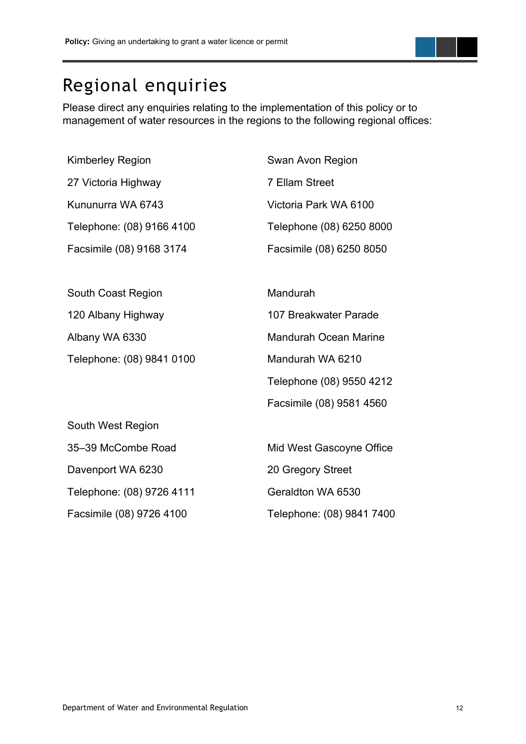# Regional enquiries

Please direct any enquiries relating to the implementation of this policy or to management of water resources in the regions to the following regional offices:

Kimberley Region
27 Victoria Highway
Kununurra WA 6743
Telephone: (08) 9166 4100
Facsimile (08) 9168 3174

Swan Avon Region
7 Ellam Street
Victoria Park WA 6100
Telephone (08) 6250 8000
Facsimile (08) 6250 8050

South Coast Region
120 Albany Highway
Albany WA 6330
Telephone: (08) 9841 0100

Mandurah
107 Breakwater Parade
Mandurah Ocean Marine
Mandurah WA 6210
Telephone (08) 9550 4212
Facsimile (08) 9581 4560

South West Region
35–39 McCombe Road
Davenport WA 6230
Telephone: (08) 9726 4111
Facsimile (08) 9726 4100

Mid West Gascoyne Office
20 Gregory Street
Geraldton WA 6530
Telephone: (08) 9841 7400